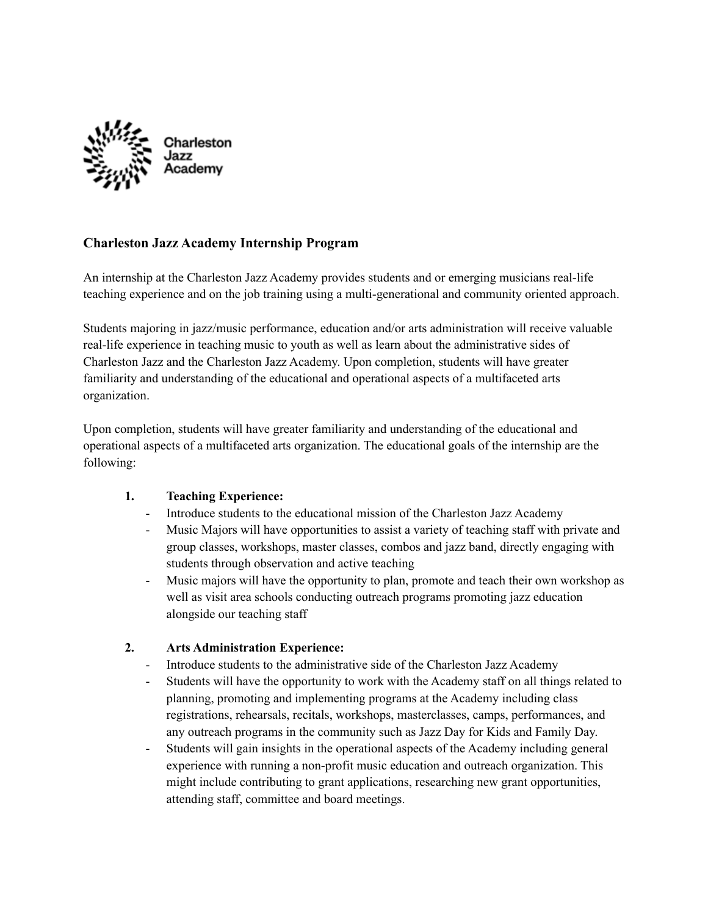Charleston Jazz Academy

## Charleston Jazz Academy Internship Program

An internship at the Charleston Jazz Academy provides students and or emerging musicians real-life teaching experience and on the job training using a multi-generational and community oriented approach.

Students majoring in jazz/music performance, education and/or arts administration will receive valuable real-life experience in teaching music to youth as well as learn about the administrative sides of Charleston Jazz and the Charleston Jazz Academy. Upon completion, students will have greater familiarity and understanding of the educational and operational aspects of a multifaceted arts organization.

Upon completion, students will have greater familiarity and understanding of the educational and operational aspects of a multifaceted arts organization. The educational goals of the internship are the following:

1. **Teaching Experience:**
   - Introduce students to the educational mission of the Charleston Jazz Academy
   - Music Majors will have opportunities to assist a variety of teaching staff with private and group classes, workshops, master classes, combos and jazz band, directly engaging with students through observation and active teaching
   - Music majors will have the opportunity to plan, promote and teach their own workshop as well as visit area schools conducting outreach programs promoting jazz education alongside our teaching staff

2. **Arts Administration Experience:**
   - Introduce students to the administrative side of the Charleston Jazz Academy
   - Students will have the opportunity to work with the Academy staff on all things related to planning, promoting and implementing programs at the Academy including class registrations, rehearsals, recitals, workshops, masterclasses, camps, performances, and any outreach programs in the community such as Jazz Day for Kids and Family Day.
   - Students will gain insights in the operational aspects of the Academy including general experience with running a non-profit music education and outreach organization. This might include contributing to grant applications, researching new grant opportunities, attending staff, committee and board meetings.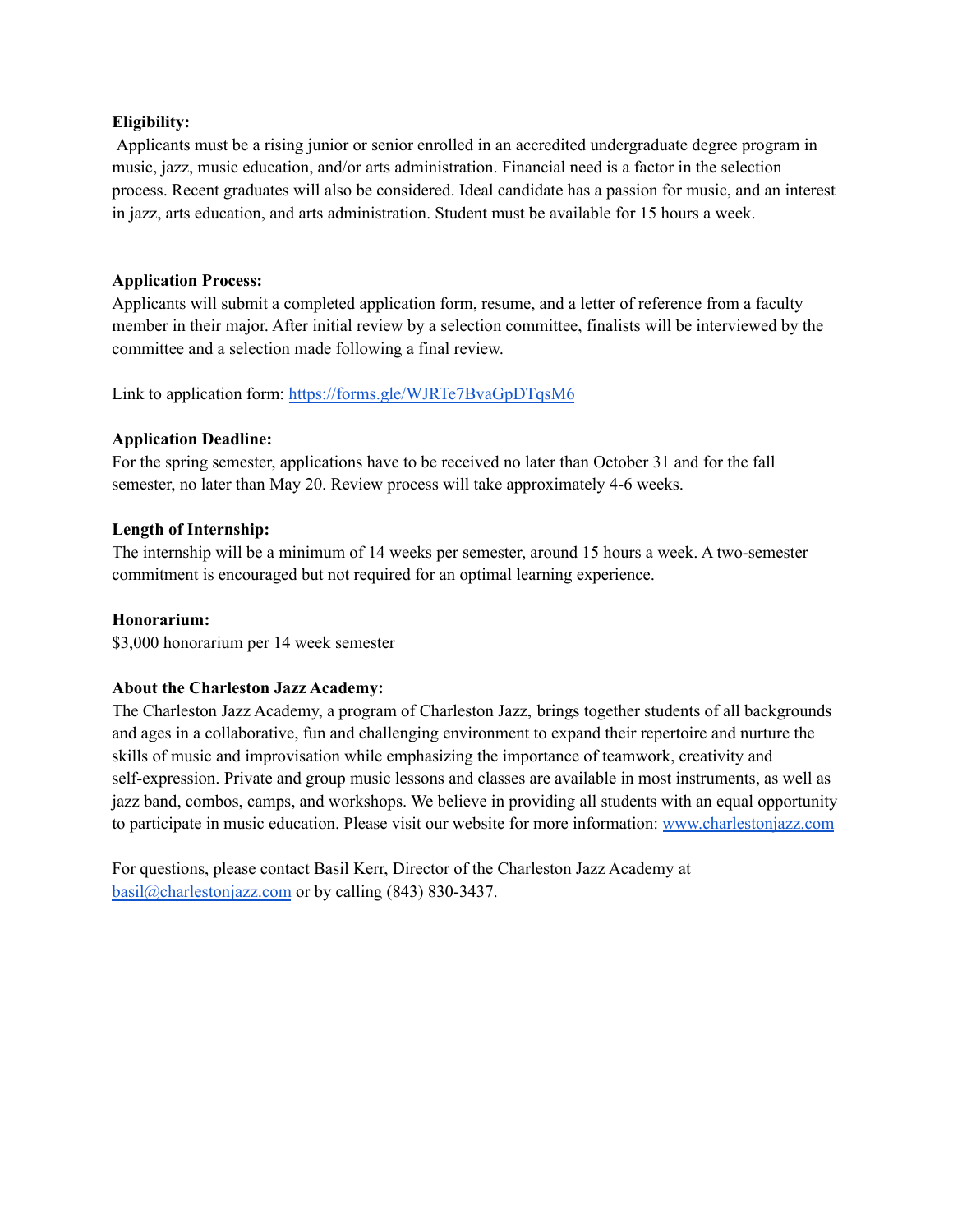**Eligibility:**

Applicants must be a rising junior or senior enrolled in an accredited undergraduate degree program in music, jazz, music education, and/or arts administration. Financial need is a factor in the selection process. Recent graduates will also be considered. Ideal candidate has a passion for music, and an interest in jazz, arts education, and arts administration. Student must be available for 15 hours a week.

**Application Process:**

Applicants will submit a completed application form, resume, and a letter of reference from a faculty member in their major. After initial review by a selection committee, finalists will be interviewed by the committee and a selection made following a final review.

Link to application form: [https://forms.gle/WJRTe7BvaGpDTqsM6](https://forms.gle/WJRTe7BvaGpDTqsM6)

**Application Deadline:**

For the spring semester, applications have to be received no later than October 31 and for the fall semester, no later than May 20. Review process will take approximately 4-6 weeks.

**Length of Internship:**

The internship will be a minimum of 14 weeks per semester, around 15 hours a week. A two-semester commitment is encouraged but not required for an optimal learning experience.

**Honorarium:**

$3,000 honorarium per 14 week semester

**About the Charleston Jazz Academy:**

The Charleston Jazz Academy, a program of Charleston Jazz, brings together students of all backgrounds and ages in a collaborative, fun and challenging environment to expand their repertoire and nurture the skills of music and improvisation while emphasizing the importance of teamwork, creativity and self-expression. Private and group music lessons and classes are available in most instruments, as well as jazz band, combos, camps, and workshops. We believe in providing all students with an equal opportunity to participate in music education. Please visit our website for more information: [www.charlestonjazz.com](http://www.charlestonjazz.com)

For questions, please contact Basil Kerr, Director of the Charleston Jazz Academy at [basil@charlestonjazz.com](mailto:basil@charlestonjazz.com) or by calling (843) 830-3437.